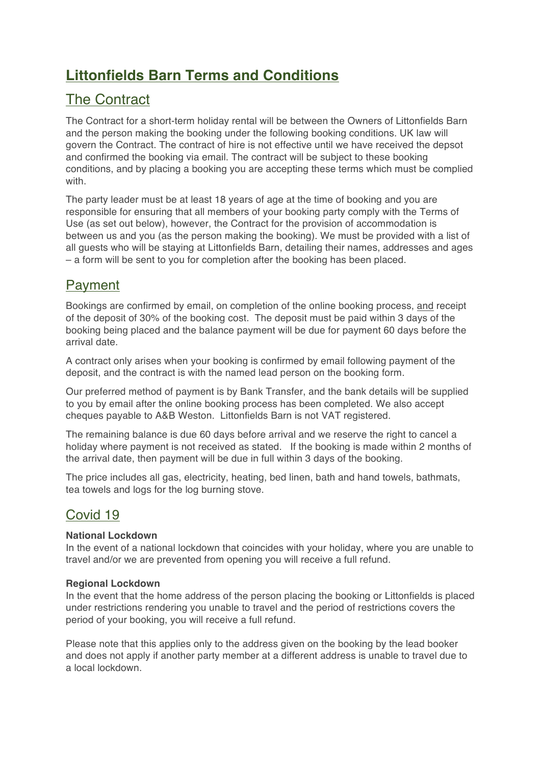# Littonfields Barn Terms and Conditions

## The Contract

The Contract for a short-term holiday rental will be between the Owners of Littonfields Barn and the person making the booking under the following booking conditions. UK law will govern the Contract. The contract of hire is not effective until we have received the depsot and confirmed the booking via email. The contract will be subject to these booking conditions, and by placing a booking you are accepting these terms which must be complied with.

The party leader must be at least 18 years of age at the time of booking and you are responsible for ensuring that all members of your booking party comply with the Terms of Use (as set out below), however, the Contract for the provision of accommodation is between us and you (as the person making the booking). We must be provided with a list of all guests who will be staying at Littonfields Barn, detailing their names, addresses and ages – a form will be sent to you for completion after the booking has been placed.

## Payment

Bookings are confirmed by email, on completion of the online booking process, and receipt of the deposit of 30% of the booking cost. The deposit must be paid within 3 days of the booking being placed and the balance payment will be due for payment 60 days before the arrival date.

A contract only arises when your booking is confirmed by email following payment of the deposit, and the contract is with the named lead person on the booking form.

Our preferred method of payment is by Bank Transfer, and the bank details will be supplied to you by email after the online booking process has been completed. We also accept cheques payable to A&B Weston. Littonfields Barn is not VAT registered.

The remaining balance is due 60 days before arrival and we reserve the right to cancel a holiday where payment is not received as stated. If the booking is made within 2 months of the arrival date, then payment will be due in full within 3 days of the booking.

The price includes all gas, electricity, heating, bed linen, bath and hand towels, bathmats, tea towels and logs for the log burning stove.

## Covid 19

**National Lockdown**
In the event of a national lockdown that coincides with your holiday, where you are unable to travel and/or we are prevented from opening you will receive a full refund.

**Regional Lockdown**
In the event that the home address of the person placing the booking or Littonfields is placed under restrictions rendering you unable to travel and the period of restrictions covers the period of your booking, you will receive a full refund.

Please note that this applies only to the address given on the booking by the lead booker and does not apply if another party member at a different address is unable to travel due to a local lockdown.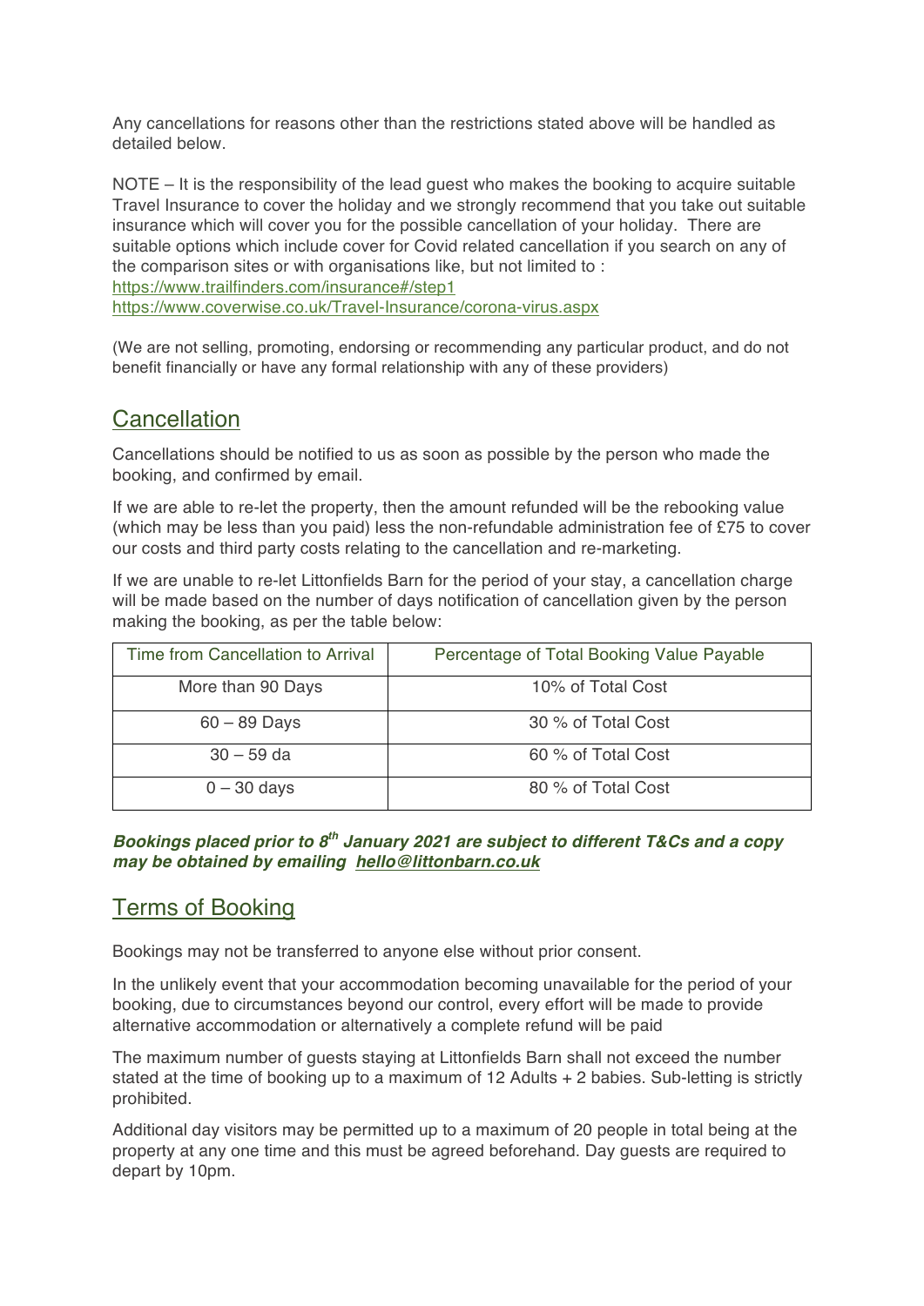Any cancellations for reasons other than the restrictions stated above will be handled as detailed below.

NOTE – It is the responsibility of the lead guest who makes the booking to acquire suitable Travel Insurance to cover the holiday and we strongly recommend that you take out suitable insurance which will cover you for the possible cancellation of your holiday. There are suitable options which include cover for Covid related cancellation if you search on any of the comparison sites or with organisations like, but not limited to :
https://www.trailfinders.com/insurance#/step1
https://www.coverwise.co.uk/Travel-Insurance/corona-virus.aspx

(We are not selling, promoting, endorsing or recommending any particular product, and do not benefit financially or have any formal relationship with any of these providers)

## Cancellation

Cancellations should be notified to us as soon as possible by the person who made the booking, and confirmed by email.

If we are able to re-let the property, then the amount refunded will be the rebooking value (which may be less than you paid) less the non-refundable administration fee of £75 to cover our costs and third party costs relating to the cancellation and re-marketing.

If we are unable to re-let Littonfields Barn for the period of your stay, a cancellation charge will be made based on the number of days notification of cancellation given by the person making the booking, as per the table below:

| Time from Cancellation to Arrival | Percentage of Total Booking Value Payable |
|---|---|
| More than 90 Days | 10% of Total Cost |
| 60 – 89 Days | 30 % of Total Cost |
| 30 – 59 da | 60 % of Total Cost |
| 0 – 30 days | 80 % of Total Cost |

***Bookings placed prior to 8th January 2021 are subject to different T&Cs and a copy may be obtained by emailing hello@littonbarn.co.uk***

## Terms of Booking

Bookings may not be transferred to anyone else without prior consent.

In the unlikely event that your accommodation becoming unavailable for the period of your booking, due to circumstances beyond our control, every effort will be made to provide alternative accommodation or alternatively a complete refund will be paid

The maximum number of guests staying at Littonfields Barn shall not exceed the number stated at the time of booking up to a maximum of 12 Adults + 2 babies. Sub-letting is strictly prohibited.

Additional day visitors may be permitted up to a maximum of 20 people in total being at the property at any one time and this must be agreed beforehand. Day guests are required to depart by 10pm.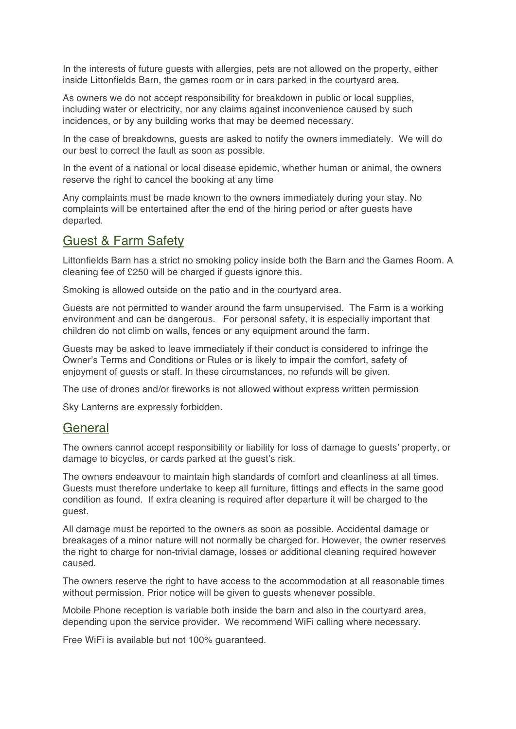In the interests of future guests with allergies, pets are not allowed on the property, either inside Littonfields Barn, the games room or in cars parked in the courtyard area.

As owners we do not accept responsibility for breakdown in public or local supplies, including water or electricity, nor any claims against inconvenience caused by such incidences, or by any building works that may be deemed necessary.

In the case of breakdowns, guests are asked to notify the owners immediately. We will do our best to correct the fault as soon as possible.

In the event of a national or local disease epidemic, whether human or animal, the owners reserve the right to cancel the booking at any time

Any complaints must be made known to the owners immediately during your stay. No complaints will be entertained after the end of the hiring period or after guests have departed.

## Guest & Farm Safety

Littonfields Barn has a strict no smoking policy inside both the Barn and the Games Room. A cleaning fee of £250 will be charged if guests ignore this.

Smoking is allowed outside on the patio and in the courtyard area.

Guests are not permitted to wander around the farm unsupervised. The Farm is a working environment and can be dangerous. For personal safety, it is especially important that children do not climb on walls, fences or any equipment around the farm.

Guests may be asked to leave immediately if their conduct is considered to infringe the Owner's Terms and Conditions or Rules or is likely to impair the comfort, safety of enjoyment of guests or staff. In these circumstances, no refunds will be given.

The use of drones and/or fireworks is not allowed without express written permission

Sky Lanterns are expressly forbidden.

## General

The owners cannot accept responsibility or liability for loss of damage to guests' property, or damage to bicycles, or cards parked at the guest's risk.

The owners endeavour to maintain high standards of comfort and cleanliness at all times. Guests must therefore undertake to keep all furniture, fittings and effects in the same good condition as found. If extra cleaning is required after departure it will be charged to the guest.

All damage must be reported to the owners as soon as possible. Accidental damage or breakages of a minor nature will not normally be charged for. However, the owner reserves the right to charge for non-trivial damage, losses or additional cleaning required however caused.

The owners reserve the right to have access to the accommodation at all reasonable times without permission. Prior notice will be given to guests whenever possible.

Mobile Phone reception is variable both inside the barn and also in the courtyard area, depending upon the service provider. We recommend WiFi calling where necessary.

Free WiFi is available but not 100% guaranteed.